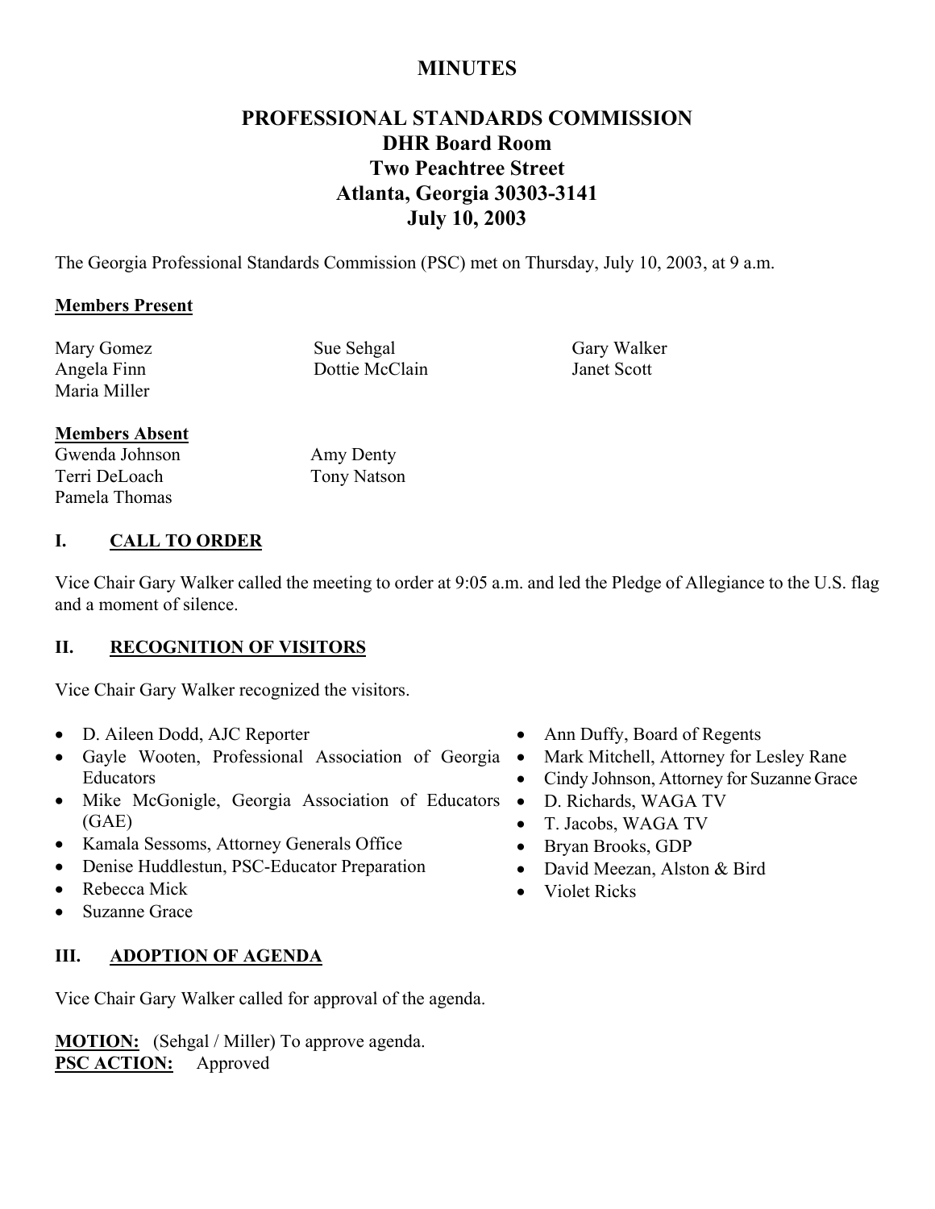# MINUTES

## PROFESSIONAL STANDARDS COMMISSION
## DHR Board Room
## Two Peachtree Street
## Atlanta, Georgia 30303-3141
## July 10, 2003

The Georgia Professional Standards Commission (PSC) met on Thursday, July 10, 2003, at 9 a.m.

**Members Present**

Mary Gomez
Angela Finn
Maria Miller
Sue Sehgal
Dottie McClain
Gary Walker
Janet Scott

**Members Absent**

Gwenda Johnson
Terri DeLoach
Pamela Thomas
Amy Denty
Tony Natson

### I. CALL TO ORDER

Vice Chair Gary Walker called the meeting to order at 9:05 a.m. and led the Pledge of Allegiance to the U.S. flag and a moment of silence.

### II. RECOGNITION OF VISITORS

Vice Chair Gary Walker recognized the visitors.

- D. Aileen Dodd, AJC Reporter
- Gayle Wooten, Professional Association of Georgia Educators
- Mike McGonigle, Georgia Association of Educators (GAE)
- Kamala Sessoms, Attorney Generals Office
- Denise Huddlestun, PSC-Educator Preparation
- Rebecca Mick
- Suzanne Grace
- Ann Duffy, Board of Regents
- Mark Mitchell, Attorney for Lesley Rane
- Cindy Johnson, Attorney for Suzanne Grace
- D. Richards, WAGA TV
- T. Jacobs, WAGA TV
- Bryan Brooks, GDP
- David Meezan, Alston & Bird
- Violet Ricks

### III. ADOPTION OF AGENDA

Vice Chair Gary Walker called for approval of the agenda.

**MOTION:** (Sehgal / Miller) To approve agenda.
**PSC ACTION:** Approved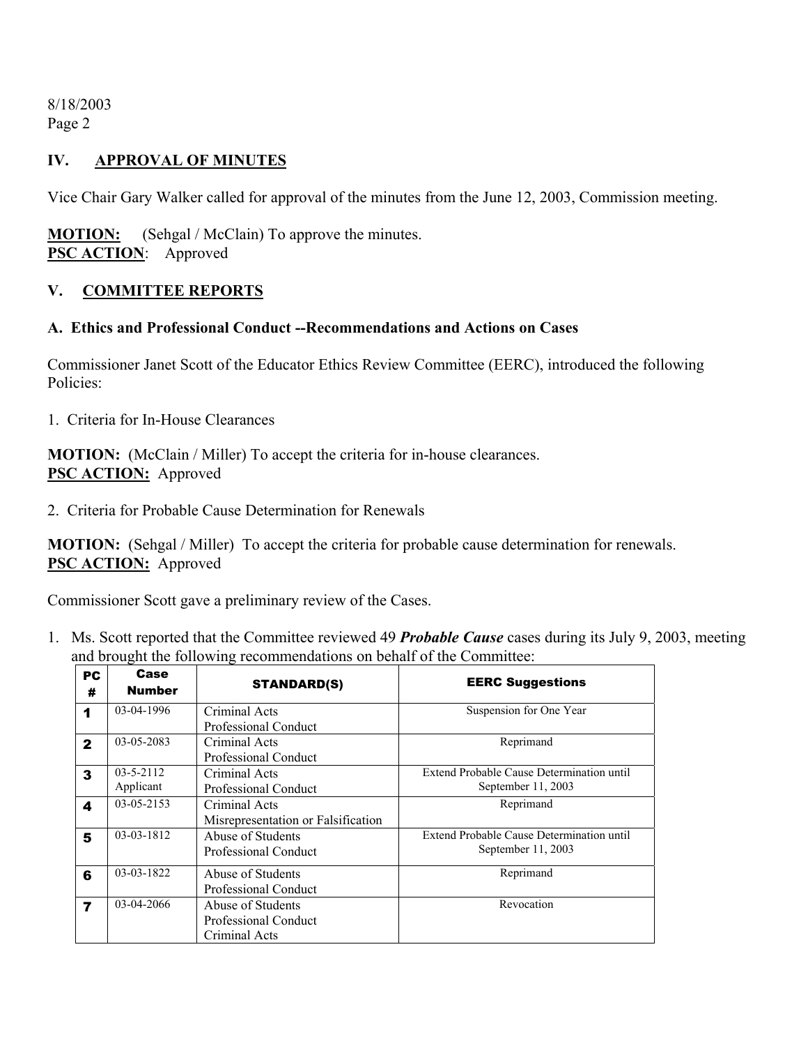## IV. APPROVAL OF MINUTES

Vice Chair Gary Walker called for approval of the minutes from the June 12, 2003, Commission meeting.

**MOTION:** (Sehgal / McClain) To approve the minutes.
**PSC ACTION**: Approved

## V. COMMITTEE REPORTS

### A. Ethics and Professional Conduct --Recommendations and Actions on Cases

Commissioner Janet Scott of the Educator Ethics Review Committee (EERC), introduced the following Policies:

1. Criteria for In-House Clearances

**MOTION:** (McClain / Miller) To accept the criteria for in-house clearances.
**PSC ACTION:** Approved

2. Criteria for Probable Cause Determination for Renewals

**MOTION:** (Sehgal / Miller) To accept the criteria for probable cause determination for renewals.
**PSC ACTION:** Approved

Commissioner Scott gave a preliminary review of the Cases.

1. Ms. Scott reported that the Committee reviewed 49 ***Probable Cause*** cases during its July 9, 2003, meeting and brought the following recommendations on behalf of the Committee:

| PC # | Case Number | STANDARD(S) | EERC Suggestions |
|---|---|---|---|
| 1 | 03-04-1996 | Criminal Acts<br>Professional Conduct | Suspension for One Year |
| 2 | 03-05-2083 | Criminal Acts<br>Professional Conduct | Reprimand |
| 3 | 03-5-2112<br>Applicant | Criminal Acts<br>Professional Conduct | Extend Probable Cause Determination until September 11, 2003 |
| 4 | 03-05-2153 | Criminal Acts<br>Misrepresentation or Falsification | Reprimand |
| 5 | 03-03-1812 | Abuse of Students<br>Professional Conduct | Extend Probable Cause Determination until September 11, 2003 |
| 6 | 03-03-1822 | Abuse of Students<br>Professional Conduct | Reprimand |
| 7 | 03-04-2066 | Abuse of Students<br>Professional Conduct<br>Criminal Acts | Revocation |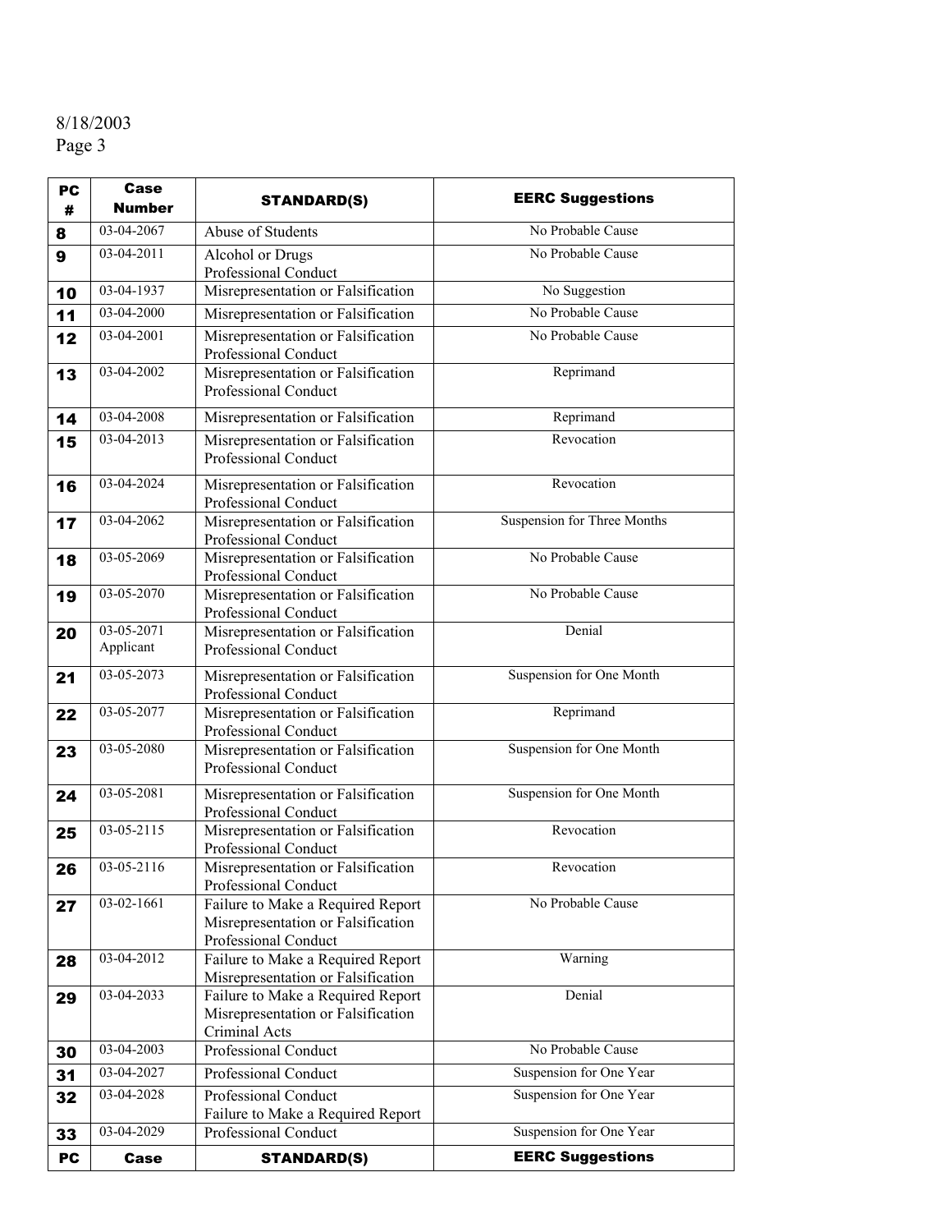| PC # | Case Number | STANDARD(S) | EERC Suggestions |
|---|---|---|---|
| 8 | 03-04-2067 | Abuse of Students | No Probable Cause |
| 9 | 03-04-2011 | Alcohol or Drugs<br>Professional Conduct | No Probable Cause |
| 10 | 03-04-1937 | Misrepresentation or Falsification | No Suggestion |
| 11 | 03-04-2000 | Misrepresentation or Falsification | No Probable Cause |
| 12 | 03-04-2001 | Misrepresentation or Falsification<br>Professional Conduct | No Probable Cause |
| 13 | 03-04-2002 | Misrepresentation or Falsification<br>Professional Conduct | Reprimand |
| 14 | 03-04-2008 | Misrepresentation or Falsification | Reprimand |
| 15 | 03-04-2013 | Misrepresentation or Falsification<br>Professional Conduct | Revocation |
| 16 | 03-04-2024 | Misrepresentation or Falsification<br>Professional Conduct | Revocation |
| 17 | 03-04-2062 | Misrepresentation or Falsification<br>Professional Conduct | Suspension for Three Months |
| 18 | 03-05-2069 | Misrepresentation or Falsification<br>Professional Conduct | No Probable Cause |
| 19 | 03-05-2070 | Misrepresentation or Falsification<br>Professional Conduct | No Probable Cause |
| 20 | 03-05-2071<br>Applicant | Misrepresentation or Falsification<br>Professional Conduct | Denial |
| 21 | 03-05-2073 | Misrepresentation or Falsification<br>Professional Conduct | Suspension for One Month |
| 22 | 03-05-2077 | Misrepresentation or Falsification<br>Professional Conduct | Reprimand |
| 23 | 03-05-2080 | Misrepresentation or Falsification<br>Professional Conduct | Suspension for One Month |
| 24 | 03-05-2081 | Misrepresentation or Falsification<br>Professional Conduct | Suspension for One Month |
| 25 | 03-05-2115 | Misrepresentation or Falsification<br>Professional Conduct | Revocation |
| 26 | 03-05-2116 | Misrepresentation or Falsification<br>Professional Conduct | Revocation |
| 27 | 03-02-1661 | Failure to Make a Required Report<br>Misrepresentation or Falsification<br>Professional Conduct | No Probable Cause |
| 28 | 03-04-2012 | Failure to Make a Required Report<br>Misrepresentation or Falsification | Warning |
| 29 | 03-04-2033 | Failure to Make a Required Report<br>Misrepresentation or Falsification<br>Criminal Acts | Denial |
| 30 | 03-04-2003 | Professional Conduct | No Probable Cause |
| 31 | 03-04-2027 | Professional Conduct | Suspension for One Year |
| 32 | 03-04-2028 | Professional Conduct<br>Failure to Make a Required Report | Suspension for One Year |
| 33 | 03-04-2029 | Professional Conduct | Suspension for One Year |
| PC | Case | STANDARD(S) | EERC Suggestions |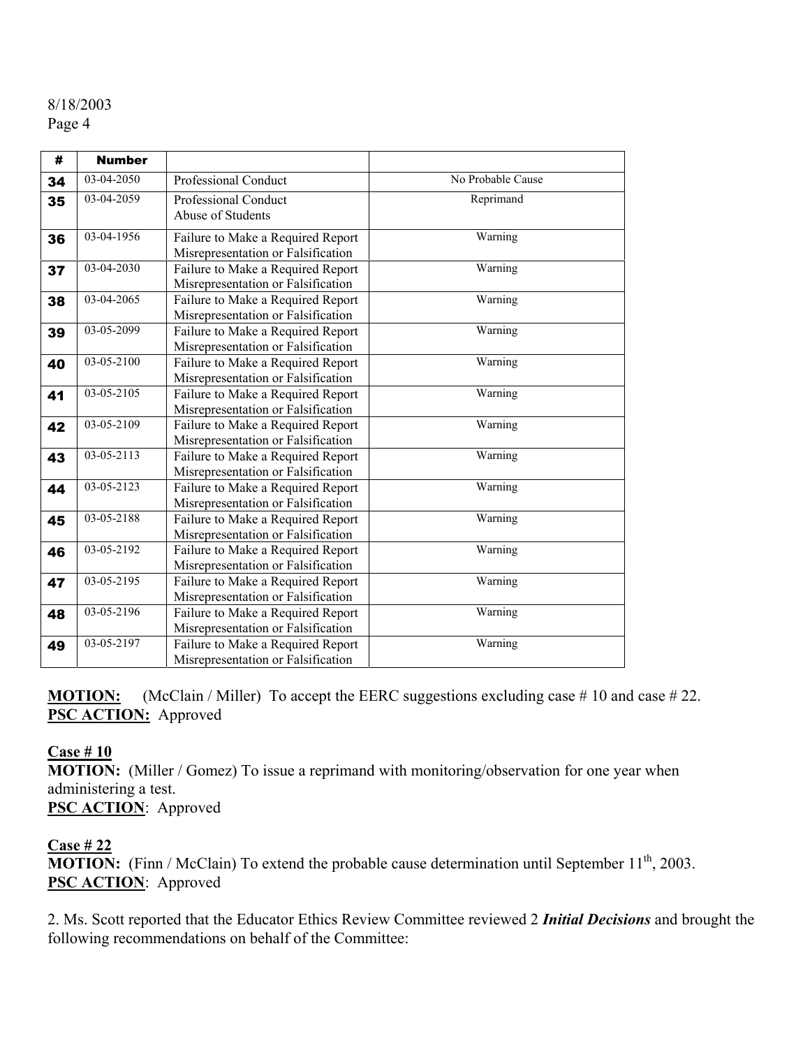| # | Number | | |
|---|---|---|---|
| 34 | 03-04-2050 | Professional Conduct | No Probable Cause |
| 35 | 03-04-2059 | Professional Conduct<br>Abuse of Students | Reprimand |
| 36 | 03-04-1956 | Failure to Make a Required Report<br>Misrepresentation or Falsification | Warning |
| 37 | 03-04-2030 | Failure to Make a Required Report<br>Misrepresentation or Falsification | Warning |
| 38 | 03-04-2065 | Failure to Make a Required Report<br>Misrepresentation or Falsification | Warning |
| 39 | 03-05-2099 | Failure to Make a Required Report<br>Misrepresentation or Falsification | Warning |
| 40 | 03-05-2100 | Failure to Make a Required Report<br>Misrepresentation or Falsification | Warning |
| 41 | 03-05-2105 | Failure to Make a Required Report<br>Misrepresentation or Falsification | Warning |
| 42 | 03-05-2109 | Failure to Make a Required Report<br>Misrepresentation or Falsification | Warning |
| 43 | 03-05-2113 | Failure to Make a Required Report<br>Misrepresentation or Falsification | Warning |
| 44 | 03-05-2123 | Failure to Make a Required Report<br>Misrepresentation or Falsification | Warning |
| 45 | 03-05-2188 | Failure to Make a Required Report<br>Misrepresentation or Falsification | Warning |
| 46 | 03-05-2192 | Failure to Make a Required Report<br>Misrepresentation or Falsification | Warning |
| 47 | 03-05-2195 | Failure to Make a Required Report<br>Misrepresentation or Falsification | Warning |
| 48 | 03-05-2196 | Failure to Make a Required Report<br>Misrepresentation or Falsification | Warning |
| 49 | 03-05-2197 | Failure to Make a Required Report<br>Misrepresentation or Falsification | Warning |

**MOTION:** (McClain / Miller) To accept the EERC suggestions excluding case # 10 and case # 22.
**PSC ACTION:** Approved

**Case # 10**
**MOTION:** (Miller / Gomez) To issue a reprimand with monitoring/observation for one year when administering a test.
**PSC ACTION**: Approved

**Case # 22**
**MOTION:** (Finn / McClain) To extend the probable cause determination until September 11th, 2003.
**PSC ACTION**: Approved

2. Ms. Scott reported that the Educator Ethics Review Committee reviewed 2 ***Initial Decisions*** and brought the following recommendations on behalf of the Committee: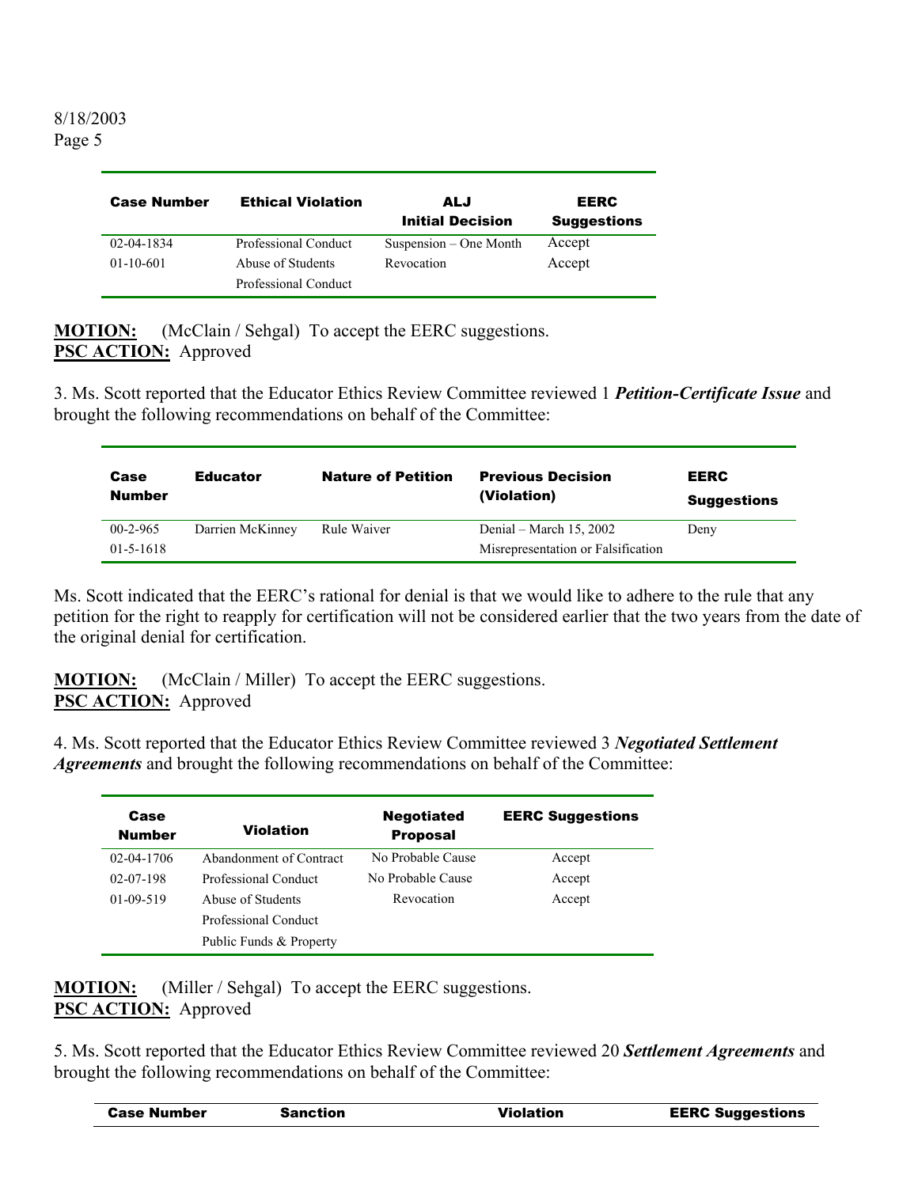| Case Number | Ethical Violation | ALJ Initial Decision | EERC Suggestions |
|---|---|---|---|
| 02-04-1834 | Professional Conduct | Suspension – One Month | Accept |
| 01-10-601 | Abuse of Students<br>Professional Conduct | Revocation | Accept |

**MOTION:** (McClain / Sehgal) To accept the EERC suggestions.
**PSC ACTION:** Approved

3. Ms. Scott reported that the Educator Ethics Review Committee reviewed 1 ***Petition-Certificate Issue*** and brought the following recommendations on behalf of the Committee:

| Case Number | Educator | Nature of Petition | Previous Decision (Violation) | EERC Suggestions |
|---|---|---|---|---|
| 00-2-965<br>01-5-1618 | Darrien McKinney | Rule Waiver | Denial – March 15, 2002<br>Misrepresentation or Falsification | Deny |

Ms. Scott indicated that the EERC's rational for denial is that we would like to adhere to the rule that any petition for the right to reapply for certification will not be considered earlier that the two years from the date of the original denial for certification.

**MOTION:** (McClain / Miller) To accept the EERC suggestions.
**PSC ACTION:** Approved

4. Ms. Scott reported that the Educator Ethics Review Committee reviewed 3 ***Negotiated Settlement Agreements*** and brought the following recommendations on behalf of the Committee:

| Case Number | Violation | Negotiated Proposal | EERC Suggestions |
|---|---|---|---|
| 02-04-1706 | Abandonment of Contract | No Probable Cause | Accept |
| 02-07-198 | Professional Conduct | No Probable Cause | Accept |
| 01-09-519 | Abuse of Students<br>Professional Conduct<br>Public Funds & Property | Revocation | Accept |

**MOTION:** (Miller / Sehgal) To accept the EERC suggestions.
**PSC ACTION:** Approved

5. Ms. Scott reported that the Educator Ethics Review Committee reviewed 20 ***Settlement Agreements*** and brought the following recommendations on behalf of the Committee:

| Case Number | Sanction | Violation | EERC Suggestions |
|---|---|---|---|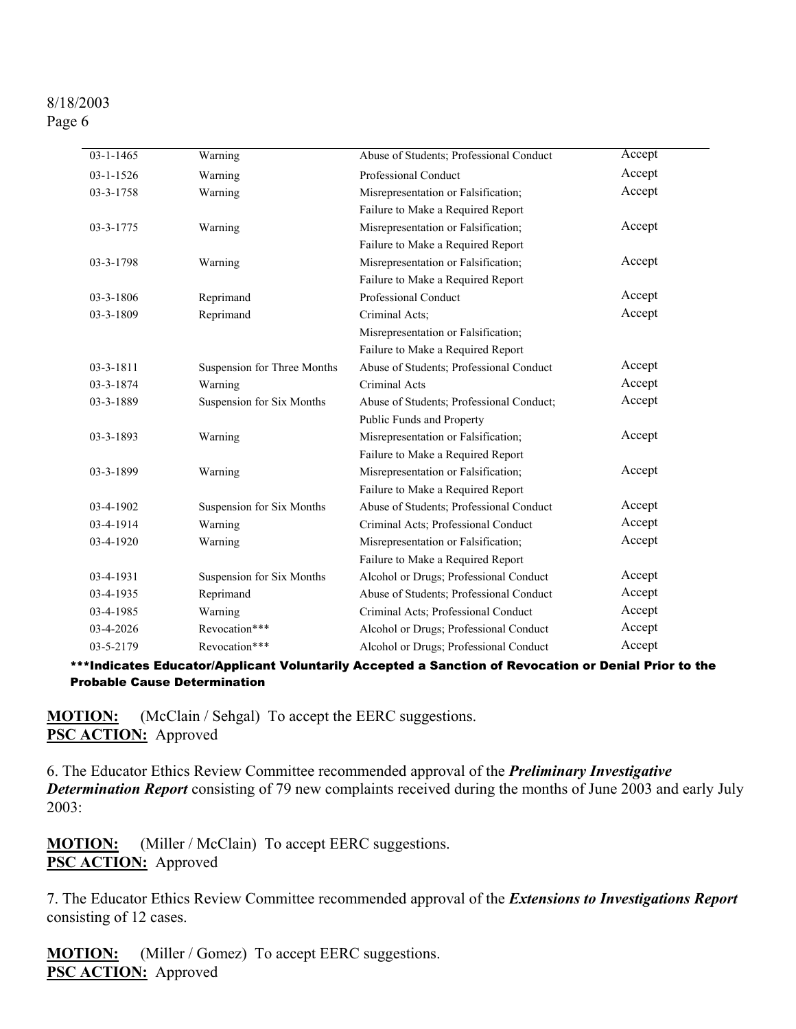| | | | |
|---|---|---|---|
| 03-1-1465 | Warning | Abuse of Students; Professional Conduct | Accept |
| 03-1-1526 | Warning | Professional Conduct | Accept |
| 03-3-1758 | Warning | Misrepresentation or Falsification; Failure to Make a Required Report | Accept |
| 03-3-1775 | Warning | Misrepresentation or Falsification; Failure to Make a Required Report | Accept |
| 03-3-1798 | Warning | Misrepresentation or Falsification; Failure to Make a Required Report | Accept |
| 03-3-1806 | Reprimand | Professional Conduct | Accept |
| 03-3-1809 | Reprimand | Criminal Acts; Misrepresentation or Falsification; Failure to Make a Required Report | Accept |
| 03-3-1811 | Suspension for Three Months | Abuse of Students; Professional Conduct | Accept |
| 03-3-1874 | Warning | Criminal Acts | Accept |
| 03-3-1889 | Suspension for Six Months | Abuse of Students; Professional Conduct; Public Funds and Property | Accept |
| 03-3-1893 | Warning | Misrepresentation or Falsification; Failure to Make a Required Report | Accept |
| 03-3-1899 | Warning | Misrepresentation or Falsification; Failure to Make a Required Report | Accept |
| 03-4-1902 | Suspension for Six Months | Abuse of Students; Professional Conduct | Accept |
| 03-4-1914 | Warning | Criminal Acts; Professional Conduct | Accept |
| 03-4-1920 | Warning | Misrepresentation or Falsification; Failure to Make a Required Report | Accept |
| 03-4-1931 | Suspension for Six Months | Alcohol or Drugs; Professional Conduct | Accept |
| 03-4-1935 | Reprimand | Abuse of Students; Professional Conduct | Accept |
| 03-4-1985 | Warning | Criminal Acts; Professional Conduct | Accept |
| 03-4-2026 | Revocation*** | Alcohol or Drugs; Professional Conduct | Accept |
| 03-5-2179 | Revocation*** | Alcohol or Drugs; Professional Conduct | Accept |

*****Indicates Educator/Applicant Voluntarily Accepted a Sanction of Revocation or Denial Prior to the Probable Cause Determination**

**MOTION:** (McClain / Sehgal) To accept the EERC suggestions.
**PSC ACTION:** Approved

6. The Educator Ethics Review Committee recommended approval of the ***Preliminary Investigative Determination Report*** consisting of 79 new complaints received during the months of June 2003 and early July 2003:

**MOTION:** (Miller / McClain) To accept EERC suggestions.
**PSC ACTION:** Approved

7. The Educator Ethics Review Committee recommended approval of the ***Extensions to Investigations Report*** consisting of 12 cases.

**MOTION:** (Miller / Gomez) To accept EERC suggestions.
**PSC ACTION:** Approved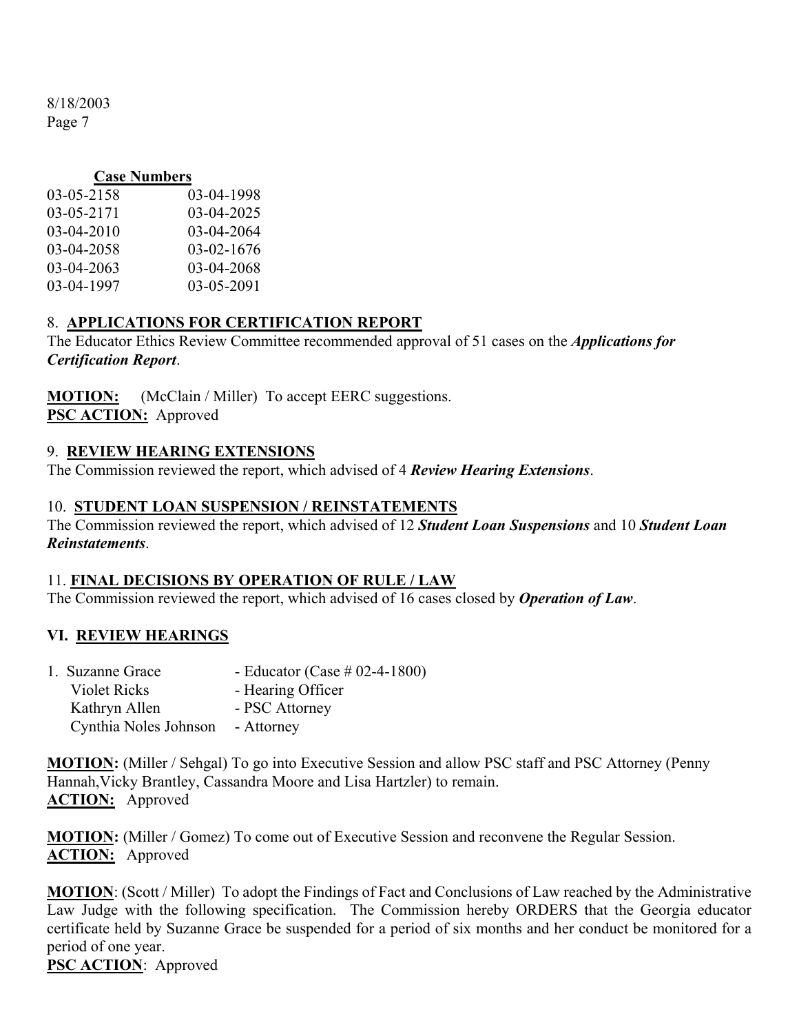**Case Numbers**

| | |
|---|---|
| 03-05-2158 | 03-04-1998 |
| 03-05-2171 | 03-04-2025 |
| 03-04-2010 | 03-04-2064 |
| 03-04-2058 | 03-02-1676 |
| 03-04-2063 | 03-04-2068 |
| 03-04-1997 | 03-05-2091 |

## 8. APPLICATIONS FOR CERTIFICATION REPORT

The Educator Ethics Review Committee recommended approval of 51 cases on the ***Applications for Certification Report***.

**MOTION:** (McClain / Miller) To accept EERC suggestions.
**PSC ACTION:** Approved

## 9. REVIEW HEARING EXTENSIONS

The Commission reviewed the report, which advised of 4 ***Review Hearing Extensions***.

## 10. STUDENT LOAN SUSPENSION / REINSTATEMENTS

The Commission reviewed the report, which advised of 12 ***Student Loan Suspensions*** and 10 ***Student Loan Reinstatements***.

## 11. FINAL DECISIONS BY OPERATION OF RULE / LAW

The Commission reviewed the report, which advised of 16 cases closed by ***Operation of Law***.

## VI. REVIEW HEARINGS

1. Suzanne Grace - Educator (Case # 02-4-1800)
   Violet Ricks - Hearing Officer
   Kathryn Allen - PSC Attorney
   Cynthia Noles Johnson - Attorney

**MOTION:** (Miller / Sehgal) To go into Executive Session and allow PSC staff and PSC Attorney (Penny Hannah,Vicky Brantley, Cassandra Moore and Lisa Hartzler) to remain.
**ACTION:** Approved

**MOTION:** (Miller / Gomez) To come out of Executive Session and reconvene the Regular Session.
**ACTION:** Approved

**MOTION**: (Scott / Miller) To adopt the Findings of Fact and Conclusions of Law reached by the Administrative Law Judge with the following specification. The Commission hereby ORDERS that the Georgia educator certificate held by Suzanne Grace be suspended for a period of six months and her conduct be monitored for a period of one year.
**PSC ACTION**: Approved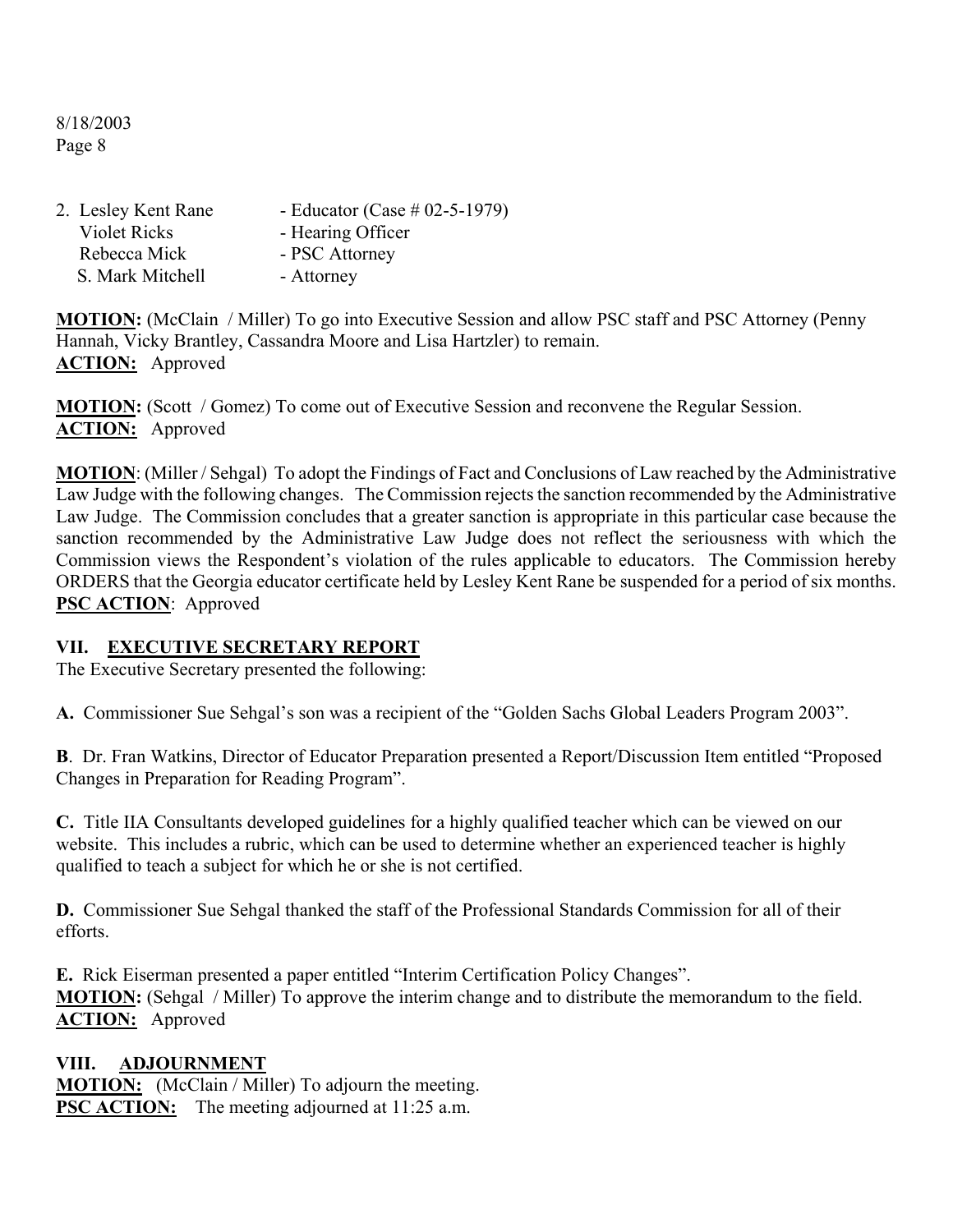8/18/2003

| | |
|---|---|
| 2. Lesley Kent Rane | - Educator (Case # 02-5-1979) |
| Violet Ricks | - Hearing Officer |
| Rebecca Mick | - PSC Attorney |
| S. Mark Mitchell | - Attorney |

**MOTION:** (McClain / Miller) To go into Executive Session and allow PSC staff and PSC Attorney (Penny Hannah, Vicky Brantley, Cassandra Moore and Lisa Hartzler) to remain.
**ACTION:** Approved

**MOTION:** (Scott / Gomez) To come out of Executive Session and reconvene the Regular Session.
**ACTION:** Approved

**MOTION**: (Miller / Sehgal) To adopt the Findings of Fact and Conclusions of Law reached by the Administrative Law Judge with the following changes. The Commission rejects the sanction recommended by the Administrative Law Judge. The Commission concludes that a greater sanction is appropriate in this particular case because the sanction recommended by the Administrative Law Judge does not reflect the seriousness with which the Commission views the Respondent's violation of the rules applicable to educators. The Commission hereby ORDERS that the Georgia educator certificate held by Lesley Kent Rane be suspended for a period of six months.
**PSC ACTION**: Approved

## VII. EXECUTIVE SECRETARY REPORT

The Executive Secretary presented the following:

**A.** Commissioner Sue Sehgal's son was a recipient of the "Golden Sachs Global Leaders Program 2003".

**B**. Dr. Fran Watkins, Director of Educator Preparation presented a Report/Discussion Item entitled "Proposed Changes in Preparation for Reading Program".

**C.** Title IIA Consultants developed guidelines for a highly qualified teacher which can be viewed on our website. This includes a rubric, which can be used to determine whether an experienced teacher is highly qualified to teach a subject for which he or she is not certified.

**D.** Commissioner Sue Sehgal thanked the staff of the Professional Standards Commission for all of their efforts.

**E.** Rick Eiserman presented a paper entitled "Interim Certification Policy Changes".
**MOTION:** (Sehgal / Miller) To approve the interim change and to distribute the memorandum to the field.
**ACTION:** Approved

## VIII. ADJOURNMENT

**MOTION:** (McClain / Miller) To adjourn the meeting.
**PSC ACTION:** The meeting adjourned at 11:25 a.m.